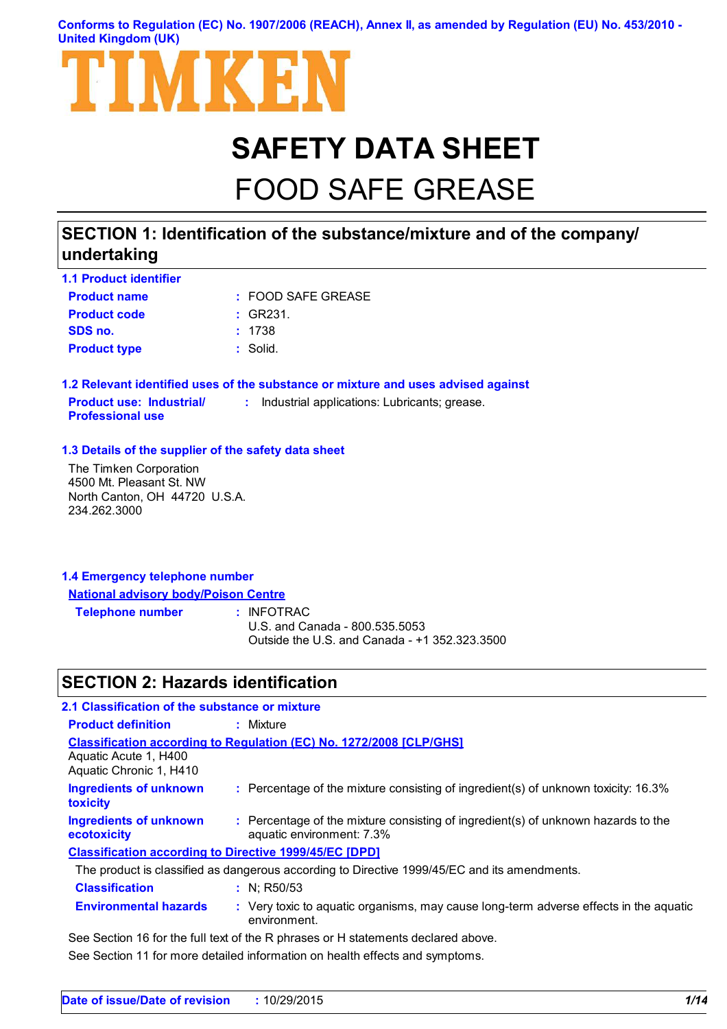Conforms to Regulation (EC) No. 1907/2006 (REACH), Annex II, as amended by Regulation (EU) No. 453/2010 - United Kingdom (UK)

TIMKEN

# SAFETY DATA SHEET

# FOOD SAFE GREASE

## SECTION 1: Identification of the substance/mixture and of the company/ undertaking

### 1.1 Product identifier

**Product name** : FOOD SAFE GREASE

**Product code** : GR231.

**SDS no.** : 1738

**Product type** : Solid.

### 1.2 Relevant identified uses of the substance or mixture and uses advised against

**Product use: Industrial/ Professional use** : Industrial applications: Lubricants; grease.

### 1.3 Details of the supplier of the safety data sheet

The Timken Corporation
4500 Mt. Pleasant St. NW
North Canton, OH 44720 U.S.A.
234.262.3000

### 1.4 Emergency telephone number

**National advisory body/Poison Centre**

**Telephone number** : INFOTRAC
U.S. and Canada - 800.535.5053
Outside the U.S. and Canada - +1 352.323.3500

## SECTION 2: Hazards identification

### 2.1 Classification of the substance or mixture

**Product definition** : Mixture

**Classification according to Regulation (EC) No. 1272/2008 [CLP/GHS]**

Aquatic Acute 1, H400
Aquatic Chronic 1, H410

**Ingredients of unknown toxicity** : Percentage of the mixture consisting of ingredient(s) of unknown toxicity: 16.3%

**Ingredients of unknown ecotoxicity** : Percentage of the mixture consisting of ingredient(s) of unknown hazards to the aquatic environment: 7.3%

**Classification according to Directive 1999/45/EC [DPD]**

The product is classified as dangerous according to Directive 1999/45/EC and its amendments.

**Classification** : N; R50/53

**Environmental hazards** : Very toxic to aquatic organisms, may cause long-term adverse effects in the aquatic environment.

See Section 16 for the full text of the R phrases or H statements declared above.

See Section 11 for more detailed information on health effects and symptoms.

**Date of issue/Date of revision** : 10/29/2015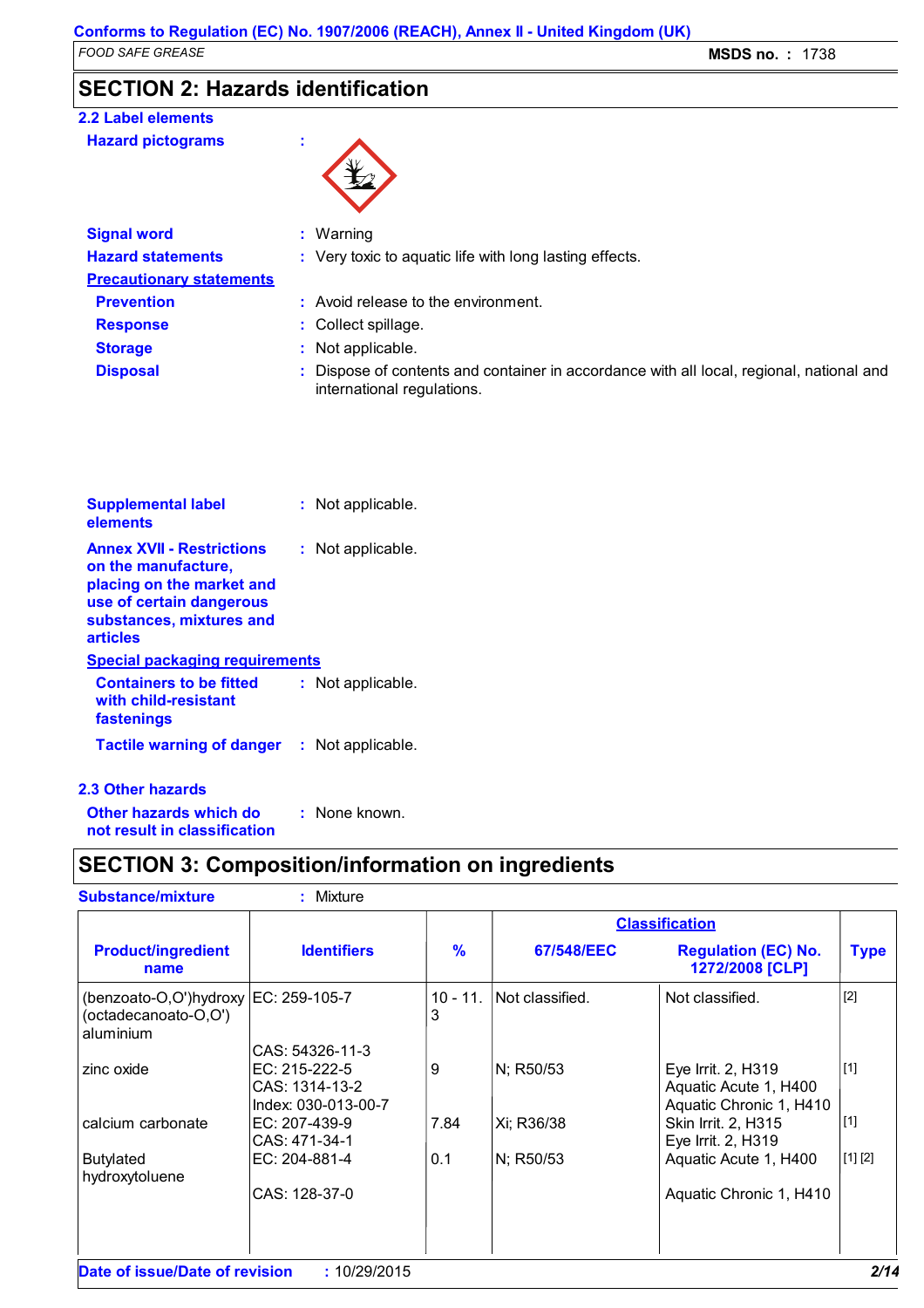## SECTION 2: Hazards identification

### 2.2 Label elements

**Hazard pictograms** :

**Signal word** : Warning

**Hazard statements** : Very toxic to aquatic life with long lasting effects.

**Precautionary statements**

**Prevention** : Avoid release to the environment.

**Response** : Collect spillage.

**Storage** : Not applicable.

**Disposal** : Dispose of contents and container in accordance with all local, regional, national and international regulations.

**Supplemental label elements** : Not applicable.

**Annex XVII - Restrictions on the manufacture, placing on the market and use of certain dangerous substances, mixtures and articles** : Not applicable.

**Special packaging requirements**

**Containers to be fitted with child-resistant fastenings** : Not applicable.

**Tactile warning of danger** : Not applicable.

### 2.3 Other hazards

**Other hazards which do not result in classification** : None known.

## SECTION 3: Composition/information on ingredients

**Substance/mixture** : Mixture

| Product/ingredient name | Identifiers | % | Classification | | Type |
|---|---|---|---|---|---|
| | | | 67/548/EEC | Regulation (EC) No. 1272/2008 [CLP] | |
| (benzoato-O,O')hydroxy (octadecanoato-O,O') aluminium | EC: 259-105-7<br>CAS: 54326-11-3 | 10 - 11.3 | Not classified. | Not classified. | [2] |
| zinc oxide | EC: 215-222-5<br>CAS: 1314-13-2<br>Index: 030-013-00-7 | 9 | N; R50/53 | Eye Irrit. 2, H319<br>Aquatic Acute 1, H400<br>Aquatic Chronic 1, H410 | [1] |
| calcium carbonate | EC: 207-439-9<br>CAS: 471-34-1 | 7.84 | Xi; R36/38 | Skin Irrit. 2, H315<br>Eye Irrit. 2, H319 | [1] |
| Butylated hydroxytoluene | EC: 204-881-4<br>CAS: 128-37-0 | 0.1 | N; R50/53 | Aquatic Acute 1, H400<br>Aquatic Chronic 1, H410 | [1] [2] |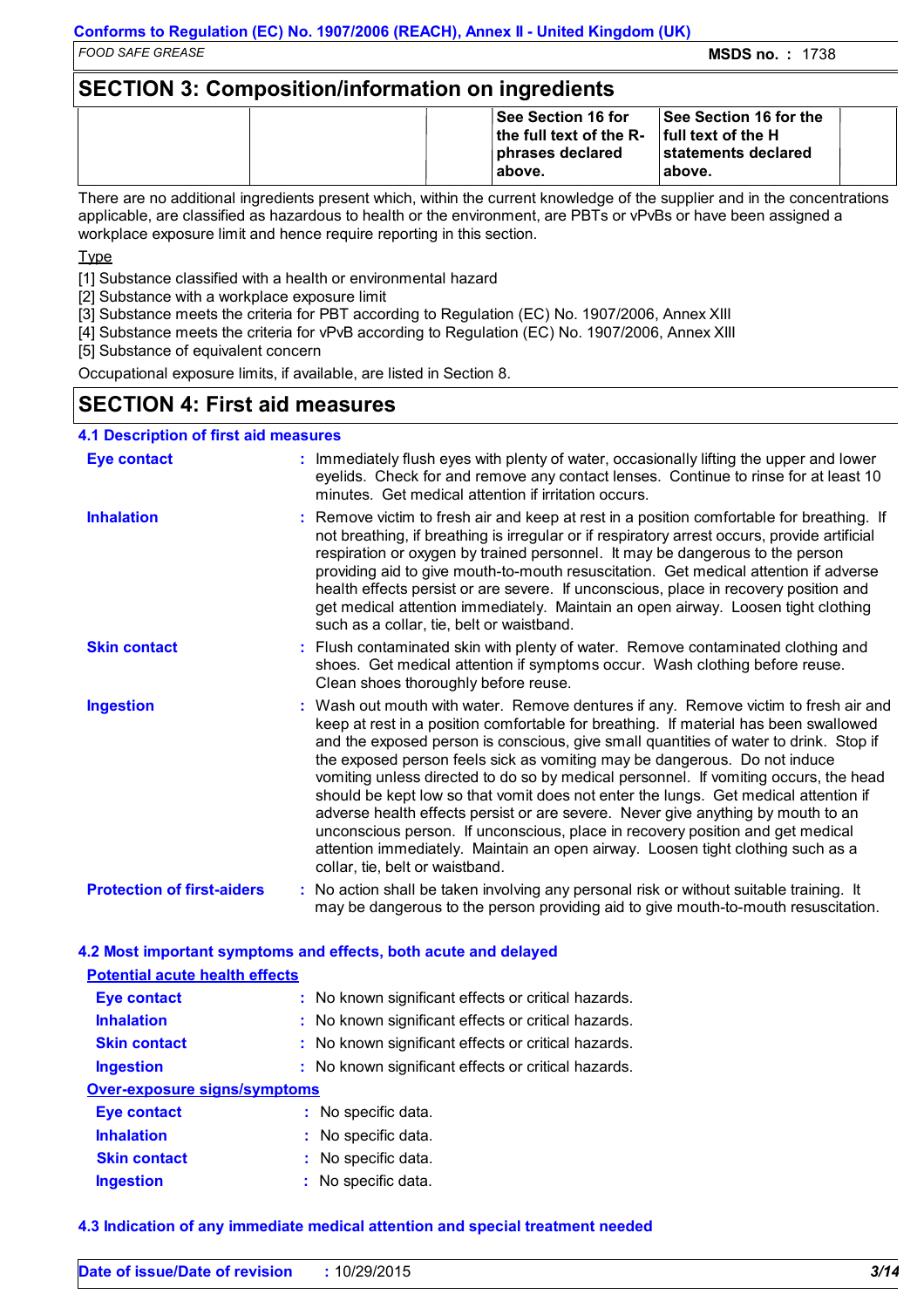## SECTION 3: Composition/information on ingredients

| | | | | | |
|---|---|---|---|---|---|
| | | | See Section 16 for the full text of the R-phrases declared above. | See Section 16 for the full text of the H statements declared above. | |

There are no additional ingredients present which, within the current knowledge of the supplier and in the concentrations applicable, are classified as hazardous to health or the environment, are PBTs or vPvBs or have been assigned a workplace exposure limit and hence require reporting in this section.

Type

[1] Substance classified with a health or environmental hazard
[2] Substance with a workplace exposure limit
[3] Substance meets the criteria for PBT according to Regulation (EC) No. 1907/2006, Annex XIII
[4] Substance meets the criteria for vPvB according to Regulation (EC) No. 1907/2006, Annex XIII
[5] Substance of equivalent concern

Occupational exposure limits, if available, are listed in Section 8.

## SECTION 4: First aid measures

### 4.1 Description of first aid measures

**Eye contact** : Immediately flush eyes with plenty of water, occasionally lifting the upper and lower eyelids. Check for and remove any contact lenses. Continue to rinse for at least 10 minutes. Get medical attention if irritation occurs.

**Inhalation** : Remove victim to fresh air and keep at rest in a position comfortable for breathing. If not breathing, if breathing is irregular or if respiratory arrest occurs, provide artificial respiration or oxygen by trained personnel. It may be dangerous to the person providing aid to give mouth-to-mouth resuscitation. Get medical attention if adverse health effects persist or are severe. If unconscious, place in recovery position and get medical attention immediately. Maintain an open airway. Loosen tight clothing such as a collar, tie, belt or waistband.

**Skin contact** : Flush contaminated skin with plenty of water. Remove contaminated clothing and shoes. Get medical attention if symptoms occur. Wash clothing before reuse. Clean shoes thoroughly before reuse.

**Ingestion** : Wash out mouth with water. Remove dentures if any. Remove victim to fresh air and keep at rest in a position comfortable for breathing. If material has been swallowed and the exposed person is conscious, give small quantities of water to drink. Stop if the exposed person feels sick as vomiting may be dangerous. Do not induce vomiting unless directed to do so by medical personnel. If vomiting occurs, the head should be kept low so that vomit does not enter the lungs. Get medical attention if adverse health effects persist or are severe. Never give anything by mouth to an unconscious person. If unconscious, place in recovery position and get medical attention immediately. Maintain an open airway. Loosen tight clothing such as a collar, tie, belt or waistband.

**Protection of first-aiders** : No action shall be taken involving any personal risk or without suitable training. It may be dangerous to the person providing aid to give mouth-to-mouth resuscitation.

### 4.2 Most important symptoms and effects, both acute and delayed

**Potential acute health effects**

**Eye contact** : No known significant effects or critical hazards.
**Inhalation** : No known significant effects or critical hazards.
**Skin contact** : No known significant effects or critical hazards.
**Ingestion** : No known significant effects or critical hazards.

**Over-exposure signs/symptoms**

**Eye contact** : No specific data.
**Inhalation** : No specific data.
**Skin contact** : No specific data.
**Ingestion** : No specific data.

### 4.3 Indication of any immediate medical attention and special treatment needed

**Date of issue/Date of revision** : 10/29/2015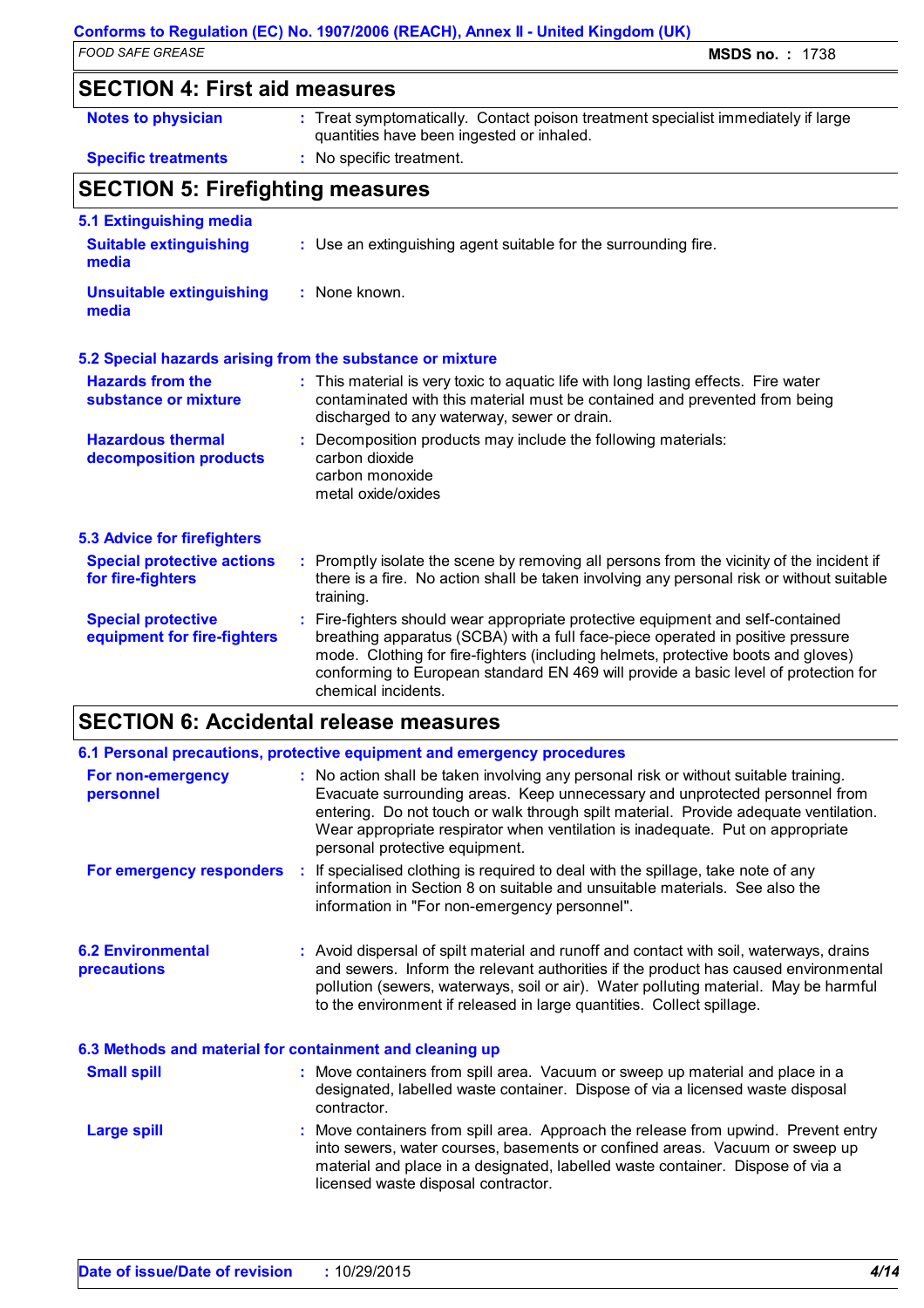## SECTION 4: First aid measures

| | |
|---|---|
| **Notes to physician** | Treat symptomatically. Contact poison treatment specialist immediately if large quantities have been ingested or inhaled. |
| **Specific treatments** | No specific treatment. |

## SECTION 5: Firefighting measures

### 5.1 Extinguishing media

| | |
|---|---|
| **Suitable extinguishing media** | Use an extinguishing agent suitable for the surrounding fire. |
| **Unsuitable extinguishing media** | None known. |

### 5.2 Special hazards arising from the substance or mixture

| | |
|---|---|
| **Hazards from the substance or mixture** | This material is very toxic to aquatic life with long lasting effects. Fire water contaminated with this material must be contained and prevented from being discharged to any waterway, sewer or drain. |
| **Hazardous thermal decomposition products** | Decomposition products may include the following materials:<br>carbon dioxide<br>carbon monoxide<br>metal oxide/oxides |

### 5.3 Advice for firefighters

| | |
|---|---|
| **Special protective actions for fire-fighters** | Promptly isolate the scene by removing all persons from the vicinity of the incident if there is a fire. No action shall be taken involving any personal risk or without suitable training. |
| **Special protective equipment for fire-fighters** | Fire-fighters should wear appropriate protective equipment and self-contained breathing apparatus (SCBA) with a full face-piece operated in positive pressure mode. Clothing for fire-fighters (including helmets, protective boots and gloves) conforming to European standard EN 469 will provide a basic level of protection for chemical incidents. |

## SECTION 6: Accidental release measures

### 6.1 Personal precautions, protective equipment and emergency procedures

| | |
|---|---|
| **For non-emergency personnel** | No action shall be taken involving any personal risk or without suitable training. Evacuate surrounding areas. Keep unnecessary and unprotected personnel from entering. Do not touch or walk through spilt material. Provide adequate ventilation. Wear appropriate respirator when ventilation is inadequate. Put on appropriate personal protective equipment. |
| **For emergency responders** | If specialised clothing is required to deal with the spillage, take note of any information in Section 8 on suitable and unsuitable materials. See also the information in "For non-emergency personnel". |

| | |
|---|---|
| **6.2 Environmental precautions** | Avoid dispersal of spilt material and runoff and contact with soil, waterways, drains and sewers. Inform the relevant authorities if the product has caused environmental pollution (sewers, waterways, soil or air). Water polluting material. May be harmful to the environment if released in large quantities. Collect spillage. |

### 6.3 Methods and material for containment and cleaning up

| | |
|---|---|
| **Small spill** | Move containers from spill area. Vacuum or sweep up material and place in a designated, labelled waste container. Dispose of via a licensed waste disposal contractor. |
| **Large spill** | Move containers from spill area. Approach the release from upwind. Prevent entry into sewers, water courses, basements or confined areas. Vacuum or sweep up material and place in a designated, labelled waste container. Dispose of via a licensed waste disposal contractor. |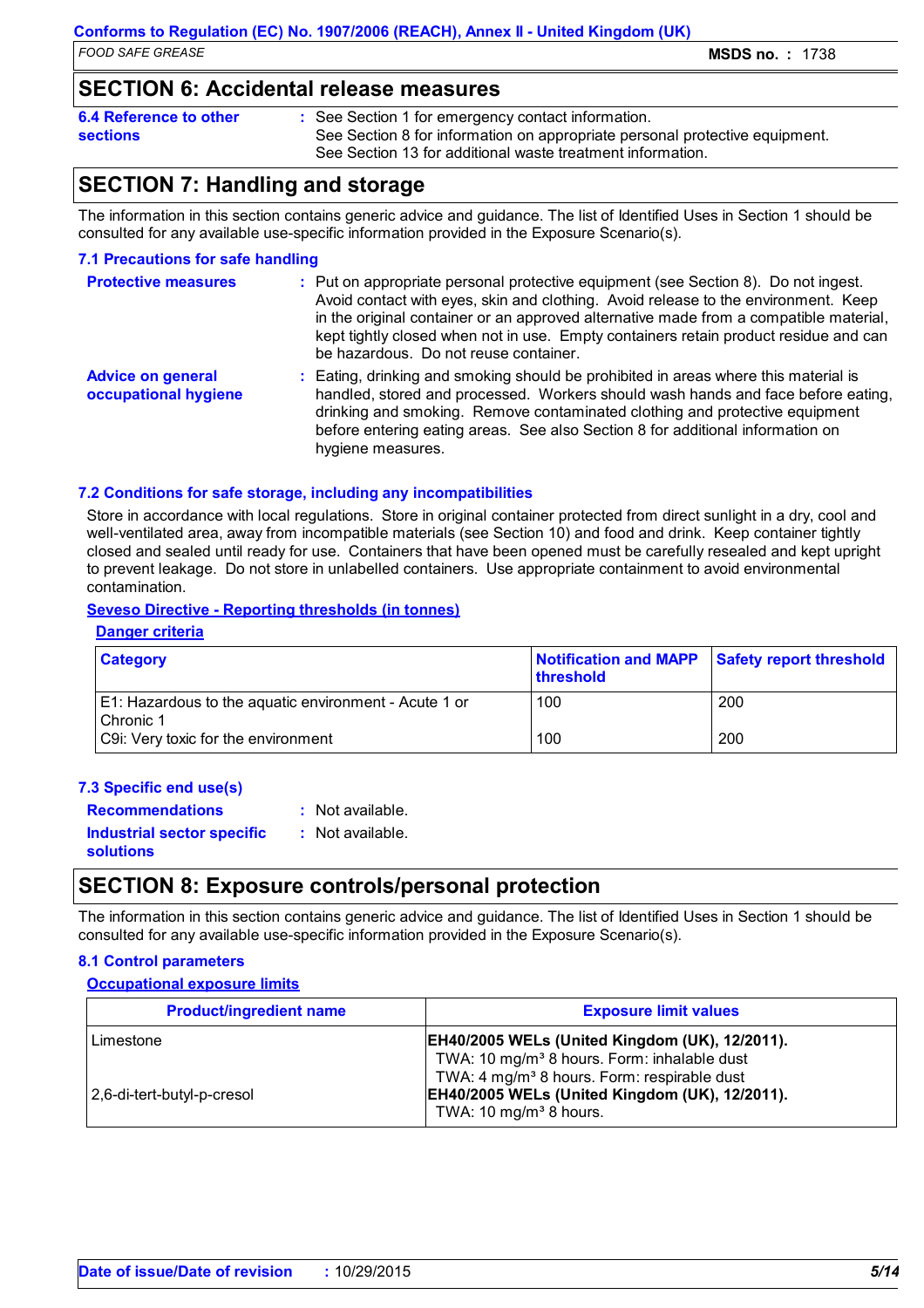## SECTION 6: Accidental release measures

**6.4 Reference to other sections** : See Section 1 for emergency contact information.
See Section 8 for information on appropriate personal protective equipment.
See Section 13 for additional waste treatment information.

## SECTION 7: Handling and storage

The information in this section contains generic advice and guidance. The list of Identified Uses in Section 1 should be consulted for any available use-specific information provided in the Exposure Scenario(s).

### 7.1 Precautions for safe handling

**Protective measures** : Put on appropriate personal protective equipment (see Section 8). Do not ingest. Avoid contact with eyes, skin and clothing. Avoid release to the environment. Keep in the original container or an approved alternative made from a compatible material, kept tightly closed when not in use. Empty containers retain product residue and can be hazardous. Do not reuse container.

**Advice on general occupational hygiene** : Eating, drinking and smoking should be prohibited in areas where this material is handled, stored and processed. Workers should wash hands and face before eating, drinking and smoking. Remove contaminated clothing and protective equipment before entering eating areas. See also Section 8 for additional information on hygiene measures.

### 7.2 Conditions for safe storage, including any incompatibilities

Store in accordance with local regulations. Store in original container protected from direct sunlight in a dry, cool and well-ventilated area, away from incompatible materials (see Section 10) and food and drink. Keep container tightly closed and sealed until ready for use. Containers that have been opened must be carefully resealed and kept upright to prevent leakage. Do not store in unlabelled containers. Use appropriate containment to avoid environmental contamination.

**Seveso Directive - Reporting thresholds (in tonnes)**

**Danger criteria**

| Category | Notification and MAPP threshold | Safety report threshold |
|---|---|---|
| E1: Hazardous to the aquatic environment - Acute 1 or Chronic 1 | 100 | 200 |
| C9i: Very toxic for the environment | 100 | 200 |

### 7.3 Specific end use(s)

**Recommendations** : Not available.

**Industrial sector specific solutions** : Not available.

## SECTION 8: Exposure controls/personal protection

The information in this section contains generic advice and guidance. The list of Identified Uses in Section 1 should be consulted for any available use-specific information provided in the Exposure Scenario(s).

### 8.1 Control parameters

**Occupational exposure limits**

| Product/ingredient name | Exposure limit values |
|---|---|
| Limestone | **EH40/2005 WELs (United Kingdom (UK), 12/2011).** TWA: 10 mg/m³ 8 hours. Form: inhalable dust TWA: 4 mg/m³ 8 hours. Form: respirable dust |
| 2,6-di-tert-butyl-p-cresol | **EH40/2005 WELs (United Kingdom (UK), 12/2011).** TWA: 10 mg/m³ 8 hours. |

**Date of issue/Date of revision** : 10/29/2015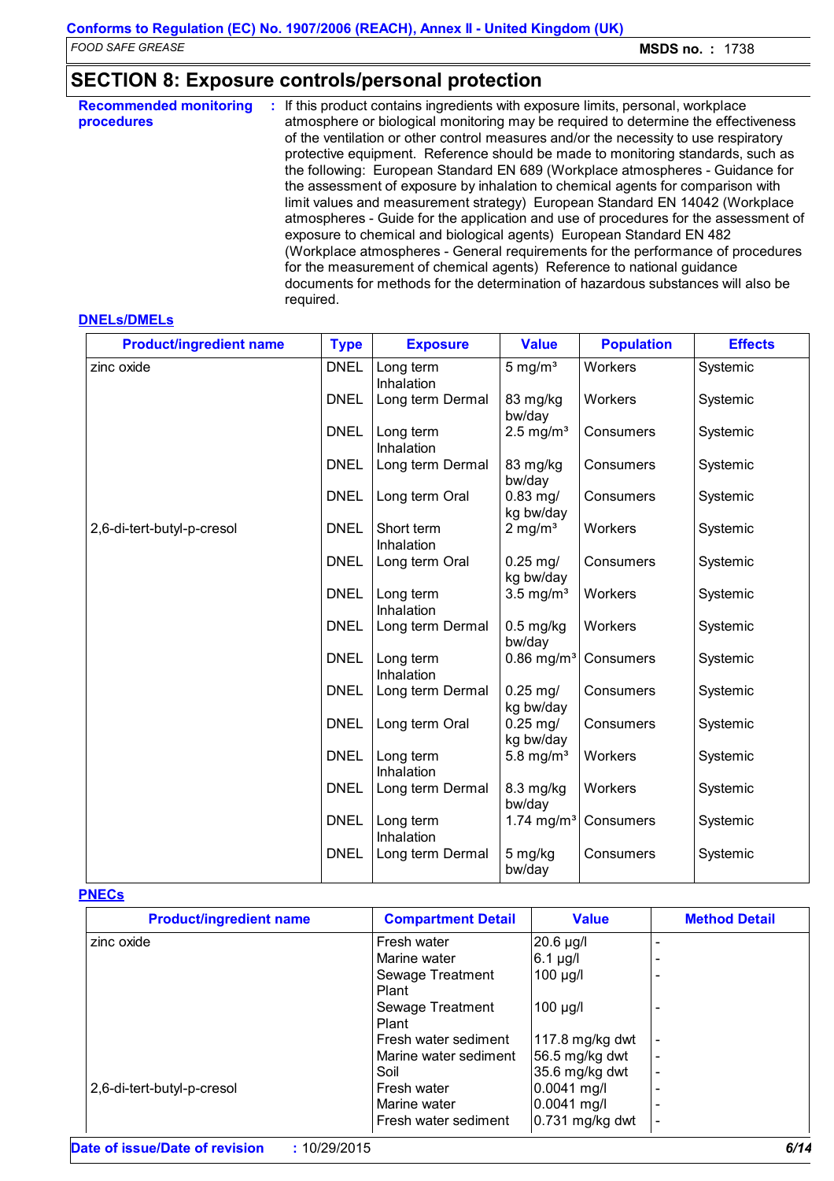## SECTION 8: Exposure controls/personal protection

**Recommended monitoring procedures** : If this product contains ingredients with exposure limits, personal, workplace atmosphere or biological monitoring may be required to determine the effectiveness of the ventilation or other control measures and/or the necessity to use respiratory protective equipment. Reference should be made to monitoring standards, such as the following: European Standard EN 689 (Workplace atmospheres - Guidance for the assessment of exposure by inhalation to chemical agents for comparison with limit values and measurement strategy) European Standard EN 14042 (Workplace atmospheres - Guide for the application and use of procedures for the assessment of exposure to chemical and biological agents) European Standard EN 482 (Workplace atmospheres - General requirements for the performance of procedures for the measurement of chemical agents) Reference to national guidance documents for methods for the determination of hazardous substances will also be required.

### DNELs/DMELs

| Product/ingredient name | Type | Exposure | Value | Population | Effects |
|---|---|---|---|---|---|
| zinc oxide | DNEL | Long term Inhalation | 5 mg/m³ | Workers | Systemic |
| | DNEL | Long term Dermal | 83 mg/kg bw/day | Workers | Systemic |
| | DNEL | Long term Inhalation | 2.5 mg/m³ | Consumers | Systemic |
| | DNEL | Long term Dermal | 83 mg/kg bw/day | Consumers | Systemic |
| | DNEL | Long term Oral | 0.83 mg/kg bw/day | Consumers | Systemic |
| 2,6-di-tert-butyl-p-cresol | DNEL | Short term Inhalation | 2 mg/m³ | Workers | Systemic |
| | DNEL | Long term Oral | 0.25 mg/kg bw/day | Consumers | Systemic |
| | DNEL | Long term Inhalation | 3.5 mg/m³ | Workers | Systemic |
| | DNEL | Long term Dermal | 0.5 mg/kg bw/day | Workers | Systemic |
| | DNEL | Long term Inhalation | 0.86 mg/m³ | Consumers | Systemic |
| | DNEL | Long term Dermal | 0.25 mg/kg bw/day | Consumers | Systemic |
| | DNEL | Long term Oral | 0.25 mg/kg bw/day | Consumers | Systemic |
| | DNEL | Long term Inhalation | 5.8 mg/m³ | Workers | Systemic |
| | DNEL | Long term Dermal | 8.3 mg/kg bw/day | Workers | Systemic |
| | DNEL | Long term Inhalation | 1.74 mg/m³ | Consumers | Systemic |
| | DNEL | Long term Dermal | 5 mg/kg bw/day | Consumers | Systemic |

### PNECs

| Product/ingredient name | Compartment Detail | Value | Method Detail |
|---|---|---|---|
| zinc oxide | Fresh water | 20.6 µg/l | - |
| | Marine water | 6.1 µg/l | - |
| | Sewage Treatment Plant | 100 µg/l | - |
| | Sewage Treatment Plant | 100 µg/l | - |
| | Fresh water sediment | 117.8 mg/kg dwt | - |
| | Marine water sediment | 56.5 mg/kg dwt | - |
| | Soil | 35.6 mg/kg dwt | - |
| 2,6-di-tert-butyl-p-cresol | Fresh water | 0.0041 mg/l | - |
| | Marine water | 0.0041 mg/l | - |
| | Fresh water sediment | 0.731 mg/kg dwt | - |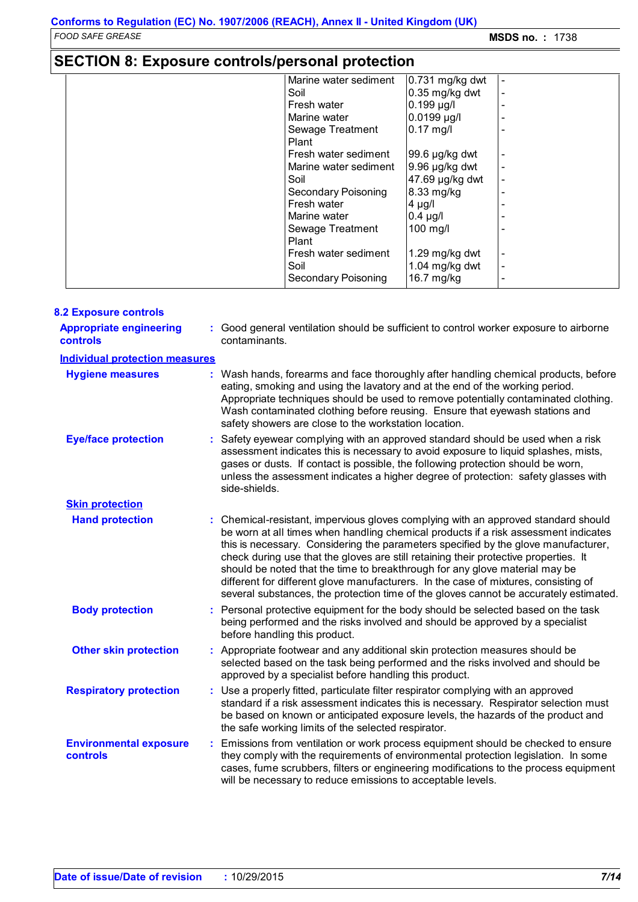## SECTION 8: Exposure controls/personal protection

| | | | |
|---|---|---|---|
| | Marine water sediment | 0.731 mg/kg dwt | - |
| | Soil | 0.35 mg/kg dwt | - |
| | Fresh water | 0.199 µg/l | - |
| | Marine water | 0.0199 µg/l | - |
| | Sewage Treatment Plant | 0.17 mg/l | - |
| | Fresh water sediment | 99.6 µg/kg dwt | - |
| | Marine water sediment | 9.96 µg/kg dwt | - |
| | Soil | 47.69 µg/kg dwt | - |
| | Secondary Poisoning | 8.33 mg/kg | - |
| | Fresh water | 4 µg/l | - |
| | Marine water | 0.4 µg/l | - |
| | Sewage Treatment Plant | 100 mg/l | - |
| | Fresh water sediment | 1.29 mg/kg dwt | - |
| | Soil | 1.04 mg/kg dwt | - |
| | Secondary Poisoning | 16.7 mg/kg | - |

### 8.2 Exposure controls

**Appropriate engineering controls** : Good general ventilation should be sufficient to control worker exposure to airborne contaminants.

**Individual protection measures**

**Hygiene measures** : Wash hands, forearms and face thoroughly after handling chemical products, before eating, smoking and using the lavatory and at the end of the working period. Appropriate techniques should be used to remove potentially contaminated clothing. Wash contaminated clothing before reusing. Ensure that eyewash stations and safety showers are close to the workstation location.

**Eye/face protection** : Safety eyewear complying with an approved standard should be used when a risk assessment indicates this is necessary to avoid exposure to liquid splashes, mists, gases or dusts. If contact is possible, the following protection should be worn, unless the assessment indicates a higher degree of protection: safety glasses with side-shields.

**Skin protection**

**Hand protection** : Chemical-resistant, impervious gloves complying with an approved standard should be worn at all times when handling chemical products if a risk assessment indicates this is necessary. Considering the parameters specified by the glove manufacturer, check during use that the gloves are still retaining their protective properties. It should be noted that the time to breakthrough for any glove material may be different for different glove manufacturers. In the case of mixtures, consisting of several substances, the protection time of the gloves cannot be accurately estimated.

**Body protection** : Personal protective equipment for the body should be selected based on the task being performed and the risks involved and should be approved by a specialist before handling this product.

**Other skin protection** : Appropriate footwear and any additional skin protection measures should be selected based on the task being performed and the risks involved and should be approved by a specialist before handling this product.

**Respiratory protection** : Use a properly fitted, particulate filter respirator complying with an approved standard if a risk assessment indicates this is necessary. Respirator selection must be based on known or anticipated exposure levels, the hazards of the product and the safe working limits of the selected respirator.

**Environmental exposure controls** : Emissions from ventilation or work process equipment should be checked to ensure they comply with the requirements of environmental protection legislation. In some cases, fume scrubbers, filters or engineering modifications to the process equipment will be necessary to reduce emissions to acceptable levels.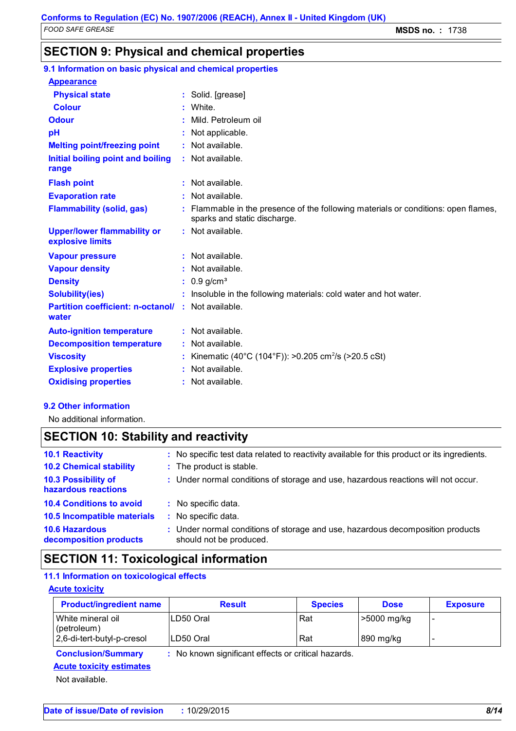## SECTION 9: Physical and chemical properties

### 9.1 Information on basic physical and chemical properties

**Appearance**

| | | |
|---|---|---|
| **Physical state** | : | Solid. [grease] |
| **Colour** | : | White. |
| **Odour** | : | Mild. Petroleum oil |
| **pH** | : | Not applicable. |
| **Melting point/freezing point** | : | Not available. |
| **Initial boiling point and boiling range** | : | Not available. |
| **Flash point** | : | Not available. |
| **Evaporation rate** | : | Not available. |
| **Flammability (solid, gas)** | : | Flammable in the presence of the following materials or conditions: open flames, sparks and static discharge. |
| **Upper/lower flammability or explosive limits** | : | Not available. |
| **Vapour pressure** | : | Not available. |
| **Vapour density** | : | Not available. |
| **Density** | : | 0.9 g/cm$^3$ |
| **Solubility(ies)** | : | Insoluble in the following materials: cold water and hot water. |
| **Partition coefficient: n-octanol/water** | : | Not available. |
| **Auto-ignition temperature** | : | Not available. |
| **Decomposition temperature** | : | Not available. |
| **Viscosity** | : | Kinematic (40°C (104°F)): >0.205 cm$^2$/s (>20.5 cSt) |
| **Explosive properties** | : | Not available. |
| **Oxidising properties** | : | Not available. |

### 9.2 Other information

No additional information.

## SECTION 10: Stability and reactivity

| | | |
|---|---|---|
| **10.1 Reactivity** | : | No specific test data related to reactivity available for this product or its ingredients. |
| **10.2 Chemical stability** | : | The product is stable. |
| **10.3 Possibility of hazardous reactions** | : | Under normal conditions of storage and use, hazardous reactions will not occur. |
| **10.4 Conditions to avoid** | : | No specific data. |
| **10.5 Incompatible materials** | : | No specific data. |
| **10.6 Hazardous decomposition products** | : | Under normal conditions of storage and use, hazardous decomposition products should not be produced. |

## SECTION 11: Toxicological information

### 11.1 Information on toxicological effects

**Acute toxicity**

| Product/ingredient name | Result | Species | Dose | Exposure |
|---|---|---|---|---|
| White mineral oil (petroleum) | LD50 Oral | Rat | >5000 mg/kg | - |
| 2,6-di-tert-butyl-p-cresol | LD50 Oral | Rat | 890 mg/kg | - |

**Conclusion/Summary** : No known significant effects or critical hazards.

**Acute toxicity estimates**

Not available.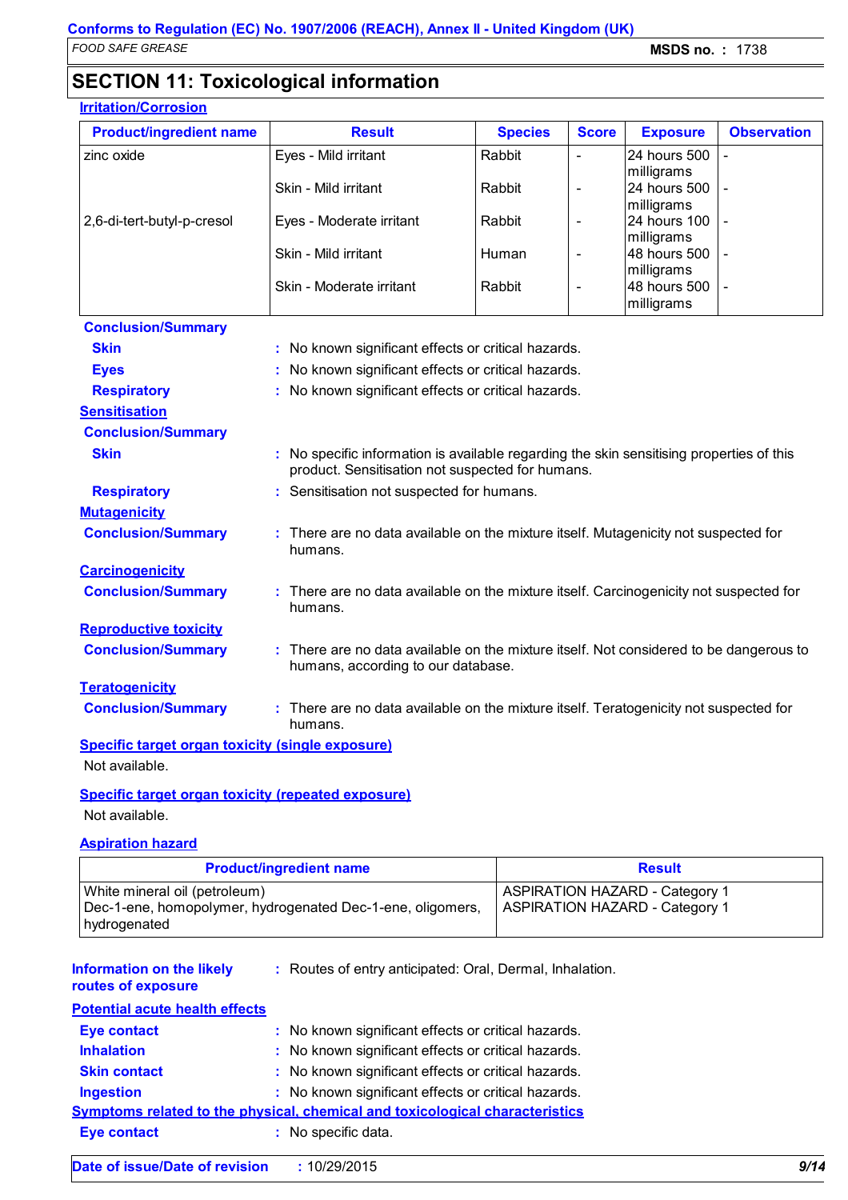## SECTION 11: Toxicological information

**Irritation/Corrosion**

| Product/ingredient name | Result | Species | Score | Exposure | Observation |
|---|---|---|---|---|---|
| zinc oxide | Eyes - Mild irritant | Rabbit | - | 24 hours 500 milligrams | - |
| | Skin - Mild irritant | Rabbit | - | 24 hours 500 milligrams | - |
| 2,6-di-tert-butyl-p-cresol | Eyes - Moderate irritant | Rabbit | - | 24 hours 100 milligrams | - |
| | Skin - Mild irritant | Human | - | 48 hours 500 milligrams | - |
| | Skin - Moderate irritant | Rabbit | - | 48 hours 500 milligrams | - |

**Conclusion/Summary**

**Skin** : No known significant effects or critical hazards.

**Eyes** : No known significant effects or critical hazards.

**Respiratory** : No known significant effects or critical hazards.

**Sensitisation**

**Conclusion/Summary**

**Skin** : No specific information is available regarding the skin sensitising properties of this product. Sensitisation not suspected for humans.

**Respiratory** : Sensitisation not suspected for humans.

**Mutagenicity**

**Conclusion/Summary** : There are no data available on the mixture itself. Mutagenicity not suspected for humans.

**Carcinogenicity**

**Conclusion/Summary** : There are no data available on the mixture itself. Carcinogenicity not suspected for humans.

**Reproductive toxicity**

**Conclusion/Summary** : There are no data available on the mixture itself. Not considered to be dangerous to humans, according to our database.

**Teratogenicity**

**Conclusion/Summary** : There are no data available on the mixture itself. Teratogenicity not suspected for humans.

**Specific target organ toxicity (single exposure)**

Not available.

**Specific target organ toxicity (repeated exposure)**

Not available.

**Aspiration hazard**

| Product/ingredient name | Result |
|---|---|
| White mineral oil (petroleum) | ASPIRATION HAZARD - Category 1 |
| Dec-1-ene, homopolymer, hydrogenated Dec-1-ene, oligomers, hydrogenated | ASPIRATION HAZARD - Category 1 |

**Information on the likely routes of exposure** : Routes of entry anticipated: Oral, Dermal, Inhalation.

**Potential acute health effects**

**Eye contact** : No known significant effects or critical hazards.

**Inhalation** : No known significant effects or critical hazards.

**Skin contact** : No known significant effects or critical hazards.

**Ingestion** : No known significant effects or critical hazards.

**Symptoms related to the physical, chemical and toxicological characteristics**

**Eye contact** : No specific data.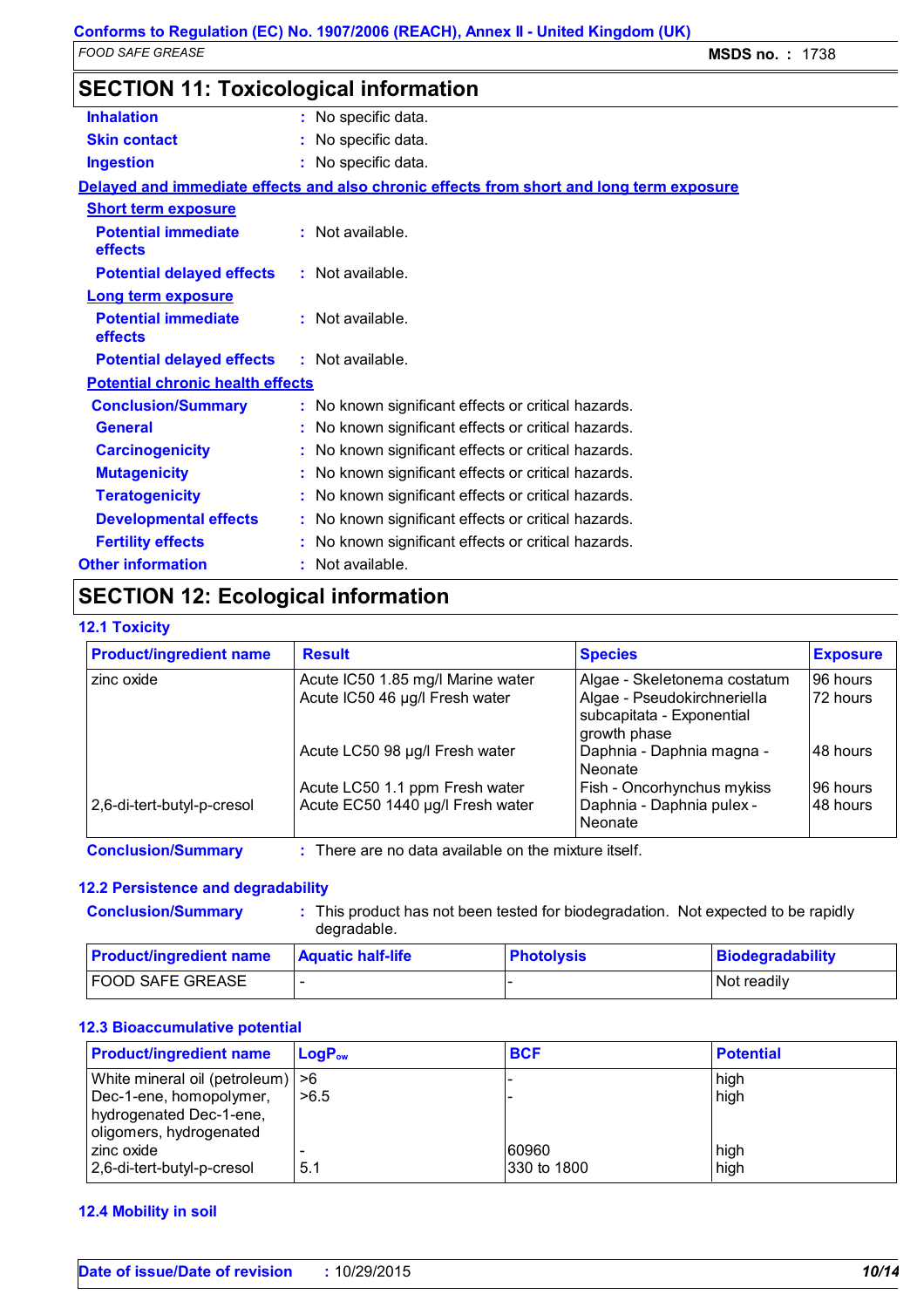## SECTION 11: Toxicological information

**Inhalation** : No specific data.

**Skin contact** : No specific data.

**Ingestion** : No specific data.

**Delayed and immediate effects and also chronic effects from short and long term exposure**

**Short term exposure**

**Potential immediate effects** : Not available.

**Potential delayed effects** : Not available.

**Long term exposure**

**Potential immediate effects** : Not available.

**Potential delayed effects** : Not available.

**Potential chronic health effects**

**Conclusion/Summary** : No known significant effects or critical hazards.

**General** : No known significant effects or critical hazards.

**Carcinogenicity** : No known significant effects or critical hazards.

**Mutagenicity** : No known significant effects or critical hazards.

**Teratogenicity** : No known significant effects or critical hazards.

**Developmental effects** : No known significant effects or critical hazards.

**Fertility effects** : No known significant effects or critical hazards.

**Other information** : Not available.

## SECTION 12: Ecological information

### 12.1 Toxicity

| Product/ingredient name | Result | Species | Exposure |
|---|---|---|---|
| zinc oxide | Acute IC50 1.85 mg/l Marine water | Algae - Skeletonema costatum | 96 hours |
| | Acute IC50 46 µg/l Fresh water | Algae - Pseudokirchneriella subcapitata - Exponential growth phase | 72 hours |
| | Acute LC50 98 µg/l Fresh water | Daphnia - Daphnia magna - Neonate | 48 hours |
| | Acute LC50 1.1 ppm Fresh water | Fish - Oncorhynchus mykiss | 96 hours |
| 2,6-di-tert-butyl-p-cresol | Acute EC50 1440 µg/l Fresh water | Daphnia - Daphnia pulex - Neonate | 48 hours |

**Conclusion/Summary** : There are no data available on the mixture itself.

### 12.2 Persistence and degradability

**Conclusion/Summary** : This product has not been tested for biodegradation. Not expected to be rapidly degradable.

| Product/ingredient name | Aquatic half-life | Photolysis | Biodegradability |
|---|---|---|---|
| FOOD SAFE GREASE | - | - | Not readily |

### 12.3 Bioaccumulative potential

| Product/ingredient name | $LogP_{ow}$ | BCF | Potential |
|---|---|---|---|
| White mineral oil (petroleum) | >6 | - | high |
| Dec-1-ene, homopolymer, hydrogenated Dec-1-ene, oligomers, hydrogenated | >6.5 | - | high |
| zinc oxide | - | 60960 | high |
| 2,6-di-tert-butyl-p-cresol | 5.1 | 330 to 1800 | high |

### 12.4 Mobility in soil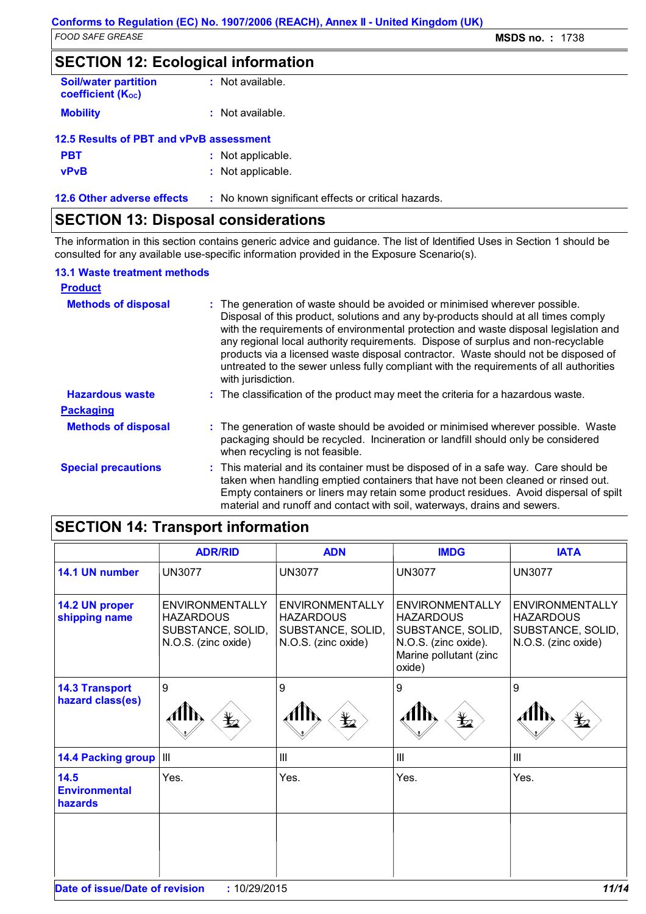## SECTION 12: Ecological information

**Soil/water partition coefficient ($K_{OC}$)** : Not available.

**Mobility** : Not available.

### 12.5 Results of PBT and vPvB assessment

**PBT** : Not applicable.

**vPvB** : Not applicable.

**12.6 Other adverse effects** : No known significant effects or critical hazards.

## SECTION 13: Disposal considerations

The information in this section contains generic advice and guidance. The list of Identified Uses in Section 1 should be consulted for any available use-specific information provided in the Exposure Scenario(s).

### 13.1 Waste treatment methods

**Product**

**Methods of disposal** : The generation of waste should be avoided or minimised wherever possible. Disposal of this product, solutions and any by-products should at all times comply with the requirements of environmental protection and waste disposal legislation and any regional local authority requirements. Dispose of surplus and non-recyclable products via a licensed waste disposal contractor. Waste should not be disposed of untreated to the sewer unless fully compliant with the requirements of all authorities with jurisdiction.

**Hazardous waste** : The classification of the product may meet the criteria for a hazardous waste.

**Packaging**

**Methods of disposal** : The generation of waste should be avoided or minimised wherever possible. Waste packaging should be recycled. Incineration or landfill should only be considered when recycling is not feasible.

**Special precautions** : This material and its container must be disposed of in a safe way. Care should be taken when handling emptied containers that have not been cleaned or rinsed out. Empty containers or liners may retain some product residues. Avoid dispersal of spilt material and runoff and contact with soil, waterways, drains and sewers.

## SECTION 14: Transport information

| | ADR/RID | ADN | IMDG | IATA |
|---|---|---|---|---|
| **14.1 UN number** | UN3077 | UN3077 | UN3077 | UN3077 |
| **14.2 UN proper shipping name** | ENVIRONMENTALLY HAZARDOUS SUBSTANCE, SOLID, N.O.S. (zinc oxide) | ENVIRONMENTALLY HAZARDOUS SUBSTANCE, SOLID, N.O.S. (zinc oxide) | ENVIRONMENTALLY HAZARDOUS SUBSTANCE, SOLID, N.O.S. (zinc oxide). Marine pollutant (zinc oxide) | ENVIRONMENTALLY HAZARDOUS SUBSTANCE, SOLID, N.O.S. (zinc oxide) |
| **14.3 Transport hazard class(es)** | 9 | 9 | 9 | 9 |
| **14.4 Packing group** | III | III | III | III |
| **14.5 Environmental hazards** | Yes. | Yes. | Yes. | Yes. |
| | | | | |

**Date of issue/Date of revision** : 10/29/2015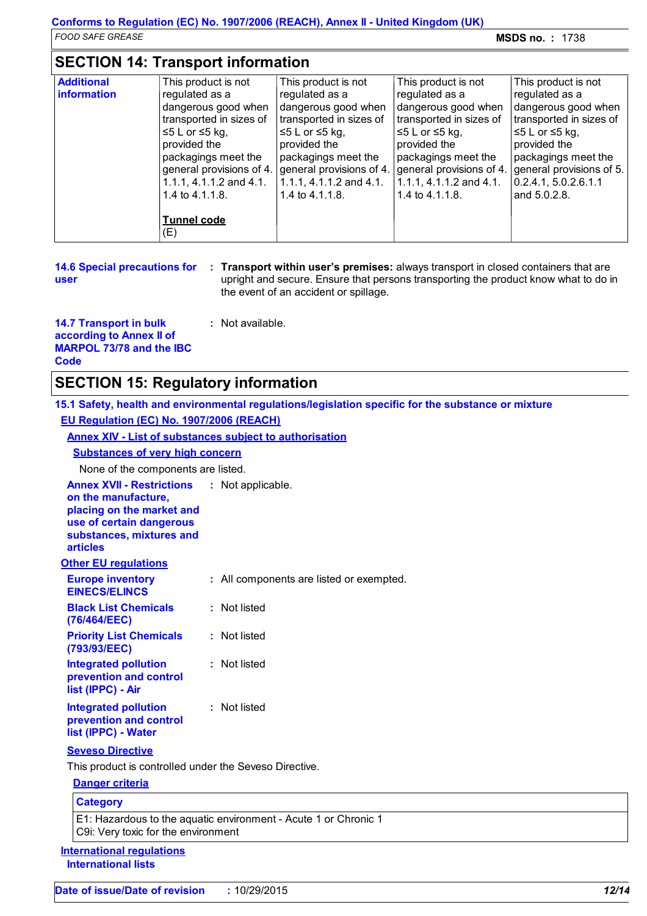## SECTION 14: Transport information

| | | | | |
|---|---|---|---|---|
| **Additional information** | This product is not regulated as a dangerous good when transported in sizes of ≤5 L or ≤5 kg, provided the packagings meet the general provisions of 4.1.1.1, 4.1.1.2 and 4.1.1.4 to 4.1.1.8.<br><br>**Tunnel code**<br>(E) | This product is not regulated as a dangerous good when transported in sizes of ≤5 L or ≤5 kg, provided the packagings meet the general provisions of 4.1.1.1, 4.1.1.2 and 4.1.1.4 to 4.1.1.8. | This product is not regulated as a dangerous good when transported in sizes of ≤5 L or ≤5 kg, provided the packagings meet the general provisions of 4.1.1.1, 4.1.1.2 and 4.1.1.4 to 4.1.1.8. | This product is not regulated as a dangerous good when transported in sizes of ≤5 L or ≤5 kg, provided the packagings meet the general provisions of 5.0.2.4.1, 5.0.2.6.1.1 and 5.0.2.8. |

**14.6 Special precautions for user** : **Transport within user's premises:** always transport in closed containers that are upright and secure. Ensure that persons transporting the product know what to do in the event of an accident or spillage.

**14.7 Transport in bulk according to Annex II of MARPOL 73/78 and the IBC Code** : Not available.

## SECTION 15: Regulatory information

### 15.1 Safety, health and environmental regulations/legislation specific for the substance or mixture

**EU Regulation (EC) No. 1907/2006 (REACH)**

**Annex XIV - List of substances subject to authorisation**

**Substances of very high concern**

None of the components are listed.

**Annex XVII - Restrictions on the manufacture, placing on the market and use of certain dangerous substances, mixtures and articles** : Not applicable.

**Other EU regulations**

**Europe inventory EINECS/ELINCS** : All components are listed or exempted.

**Black List Chemicals (76/464/EEC)** : Not listed

**Priority List Chemicals (793/93/EEC)** : Not listed

**Integrated pollution prevention and control list (IPPC) - Air** : Not listed

**Integrated pollution prevention and control list (IPPC) - Water** : Not listed

**Seveso Directive**

This product is controlled under the Seveso Directive.

**Danger criteria**

| Category |
|---|
| E1: Hazardous to the aquatic environment - Acute 1 or Chronic 1<br>C9i: Very toxic for the environment |

**International regulations**

**International lists**

**Date of issue/Date of revision** : 10/29/2015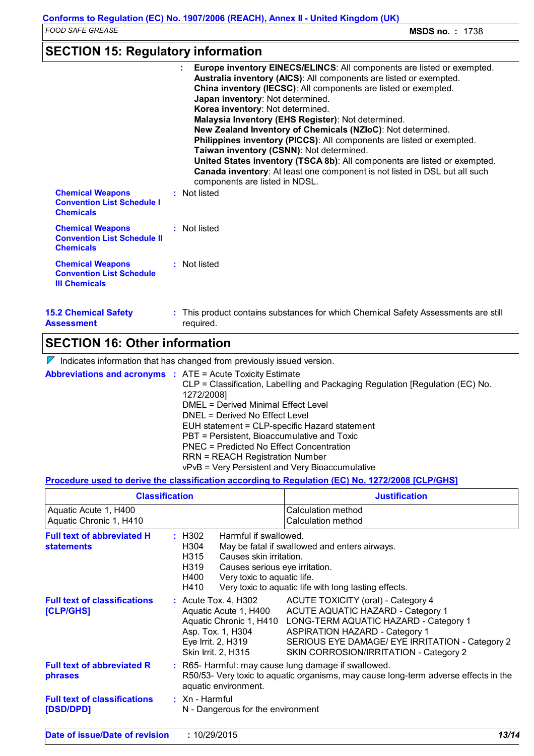## SECTION 15: Regulatory information

: **Europe inventory EINECS/ELINCS**: All components are listed or exempted.
**Australia inventory (AICS)**: All components are listed or exempted.
**China inventory (IECSC)**: All components are listed or exempted.
**Japan inventory**: Not determined.
**Korea inventory**: Not determined.
**Malaysia Inventory (EHS Register)**: Not determined.
**New Zealand Inventory of Chemicals (NZIoC)**: Not determined.
**Philippines inventory (PICCS)**: All components are listed or exempted.
**Taiwan inventory (CSNN)**: Not determined.
**United States inventory (TSCA 8b)**: All components are listed or exempted.
**Canada inventory**: At least one component is not listed in DSL but all such components are listed in NDSL.

**Chemical Weapons Convention List Schedule I Chemicals** : Not listed

**Chemical Weapons Convention List Schedule II Chemicals** : Not listed

**Chemical Weapons Convention List Schedule III Chemicals** : Not listed

**15.2 Chemical Safety Assessment** : This product contains substances for which Chemical Safety Assessments are still required.

## SECTION 16: Other information

Indicates information that has changed from previously issued version.

**Abbreviations and acronyms** : ATE = Acute Toxicity Estimate
CLP = Classification, Labelling and Packaging Regulation [Regulation (EC) No. 1272/2008]
DMEL = Derived Minimal Effect Level
DNEL = Derived No Effect Level
EUH statement = CLP-specific Hazard statement
PBT = Persistent, Bioaccumulative and Toxic
PNEC = Predicted No Effect Concentration
RRN = REACH Registration Number
vPvB = Very Persistent and Very Bioaccumulative

**Procedure used to derive the classification according to Regulation (EC) No. 1272/2008 [CLP/GHS]**

| Classification | Justification |
|---|---|
| Aquatic Acute 1, H400 | Calculation method |
| Aquatic Chronic 1, H410 | Calculation method |

**Full text of abbreviated H statements** :
- H302 Harmful if swallowed.
- H304 May be fatal if swallowed and enters airways.
- H315 Causes skin irritation.
- H319 Causes serious eye irritation.
- H400 Very toxic to aquatic life.
- H410 Very toxic to aquatic life with long lasting effects.

**Full text of classifications [CLP/GHS]** :
- Acute Tox. 4, H302 ACUTE TOXICITY (oral) - Category 4
- Aquatic Acute 1, H400 ACUTE AQUATIC HAZARD - Category 1
- Aquatic Chronic 1, H410 LONG-TERM AQUATIC HAZARD - Category 1
- Asp. Tox. 1, H304 ASPIRATION HAZARD - Category 1
- Eye Irrit. 2, H319 SERIOUS EYE DAMAGE/ EYE IRRITATION - Category 2
- Skin Irrit. 2, H315 SKIN CORROSION/IRRITATION - Category 2

**Full text of abbreviated R phrases** : R65- Harmful: may cause lung damage if swallowed.
R50/53- Very toxic to aquatic organisms, may cause long-term adverse effects in the aquatic environment.

**Full text of classifications [DSD/DPD]** : Xn - Harmful
N - Dangerous for the environment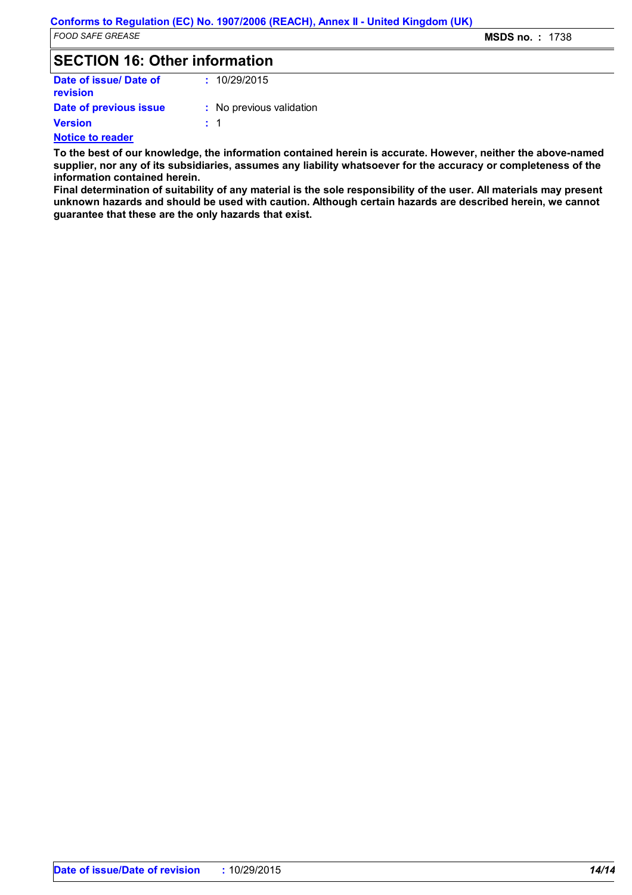## SECTION 16: Other information

| | | |
|---|---|---|
| **Date of issue/ Date of revision** | : | 10/29/2015 |
| **Date of previous issue** | : | No previous validation |
| **Version** | : | 1 |

**Notice to reader**

**To the best of our knowledge, the information contained herein is accurate. However, neither the above-named supplier, nor any of its subsidiaries, assumes any liability whatsoever for the accuracy or completeness of the information contained herein.**

**Final determination of suitability of any material is the sole responsibility of the user. All materials may present unknown hazards and should be used with caution. Although certain hazards are described herein, we cannot guarantee that these are the only hazards that exist.**